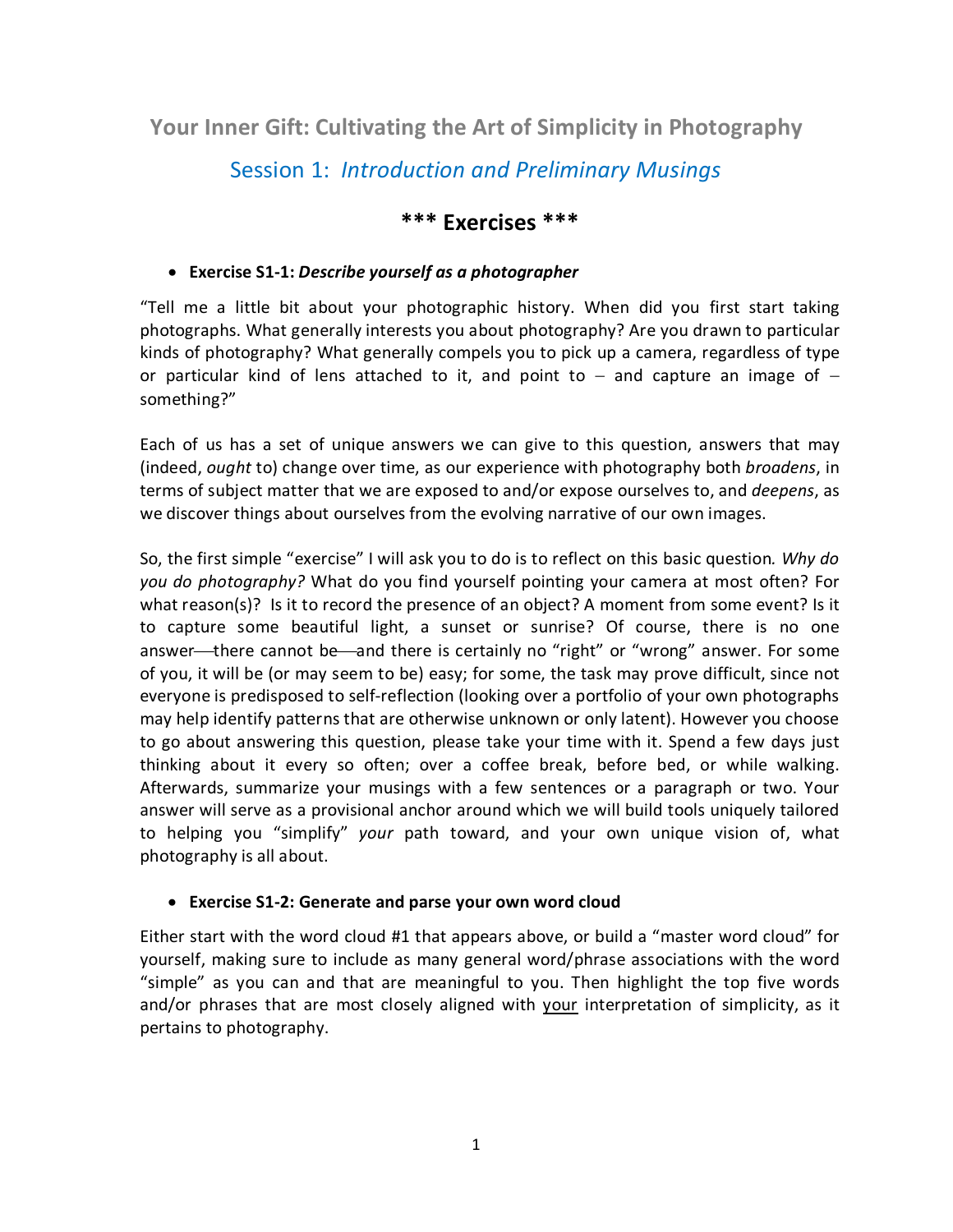# Your Inner Gift: Cultivating the Art of Simplicity in Photography

## Session 1: *Introduction and Preliminary Musings*

## *** Exercises ***

- **Exercise S1-1: *Describe yourself as a photographer***

"Tell me a little bit about your photographic history. When did you first start taking photographs. What generally interests you about photography? Are you drawn to particular kinds of photography? What generally compels you to pick up a camera, regardless of type or particular kind of lens attached to it, and point to – and capture an image of – something?"

Each of us has a set of unique answers we can give to this question, answers that may (indeed, *ought* to) change over time, as our experience with photography both *broadens*, in terms of subject matter that we are exposed to and/or expose ourselves to, and *deepens*, as we discover things about ourselves from the evolving narrative of our own images.

So, the first simple "exercise" I will ask you to do is to reflect on this basic question. *Why do you do photography?* What do you find yourself pointing your camera at most often? For what reason(s)? Is it to record the presence of an object? A moment from some event? Is it to capture some beautiful light, a sunset or sunrise? Of course, there is no one answer—there cannot be—and there is certainly no "right" or "wrong" answer. For some of you, it will be (or may seem to be) easy; for some, the task may prove difficult, since not everyone is predisposed to self-reflection (looking over a portfolio of your own photographs may help identify patterns that are otherwise unknown or only latent). However you choose to go about answering this question, please take your time with it. Spend a few days just thinking about it every so often; over a coffee break, before bed, or while walking. Afterwards, summarize your musings with a few sentences or a paragraph or two. Your answer will serve as a provisional anchor around which we will build tools uniquely tailored to helping you "simplify" *your* path toward, and your own unique vision of, what photography is all about.

- **Exercise S1-2: Generate and parse your own word cloud**

Either start with the word cloud #1 that appears above, or build a "master word cloud" for yourself, making sure to include as many general word/phrase associations with the word "simple" as you can and that are meaningful to you. Then highlight the top five words and/or phrases that are most closely aligned with <u>your</u> interpretation of simplicity, as it pertains to photography.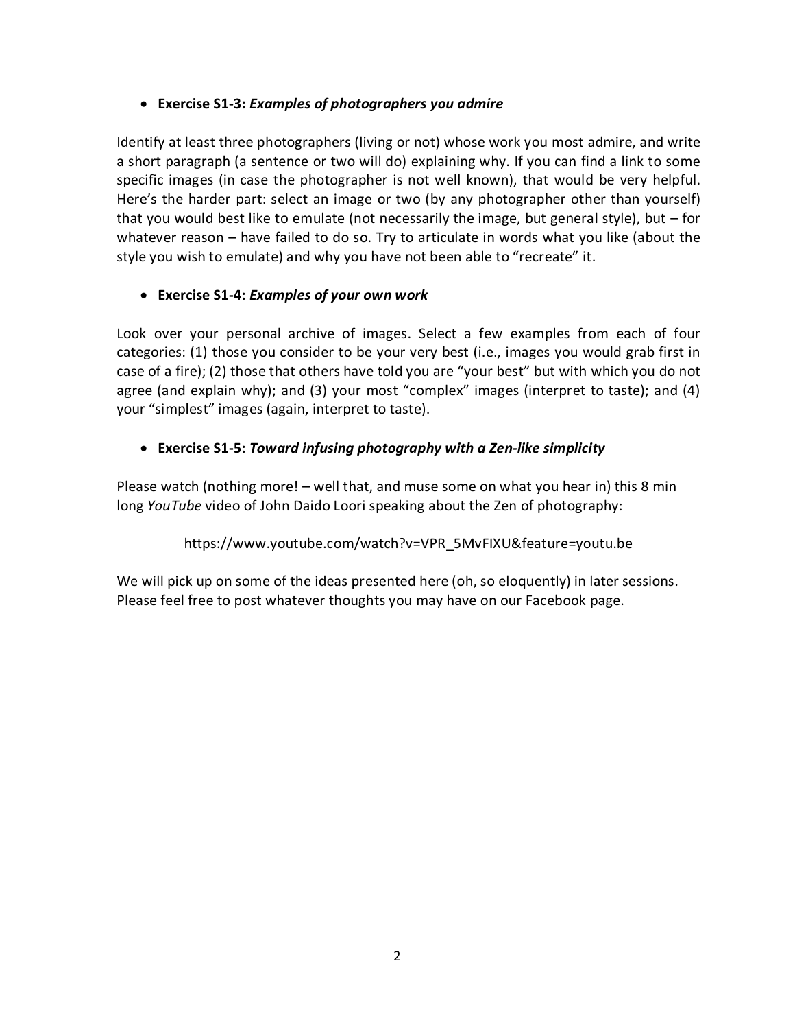- **Exercise S1-3:** ***Examples of photographers you admire***

Identify at least three photographers (living or not) whose work you most admire, and write a short paragraph (a sentence or two will do) explaining why. If you can find a link to some specific images (in case the photographer is not well known), that would be very helpful. Here's the harder part: select an image or two (by any photographer other than yourself) that you would best like to emulate (not necessarily the image, but general style), but – for whatever reason – have failed to do so. Try to articulate in words what you like (about the style you wish to emulate) and why you have not been able to "recreate" it.

- **Exercise S1-4:** ***Examples of your own work***

Look over your personal archive of images. Select a few examples from each of four categories: (1) those you consider to be your very best (i.e., images you would grab first in case of a fire); (2) those that others have told you are "your best" but with which you do not agree (and explain why); and (3) your most "complex" images (interpret to taste); and (4) your "simplest" images (again, interpret to taste).

- **Exercise S1-5:** ***Toward infusing photography with a Zen-like simplicity***

Please watch (nothing more! – well that, and muse some on what you hear in) this 8 min long *YouTube* video of John Daido Loori speaking about the Zen of photography:

https://www.youtube.com/watch?v=VPR_5MvFIXU&feature=youtu.be

We will pick up on some of the ideas presented here (oh, so eloquently) in later sessions. Please feel free to post whatever thoughts you may have on our Facebook page.